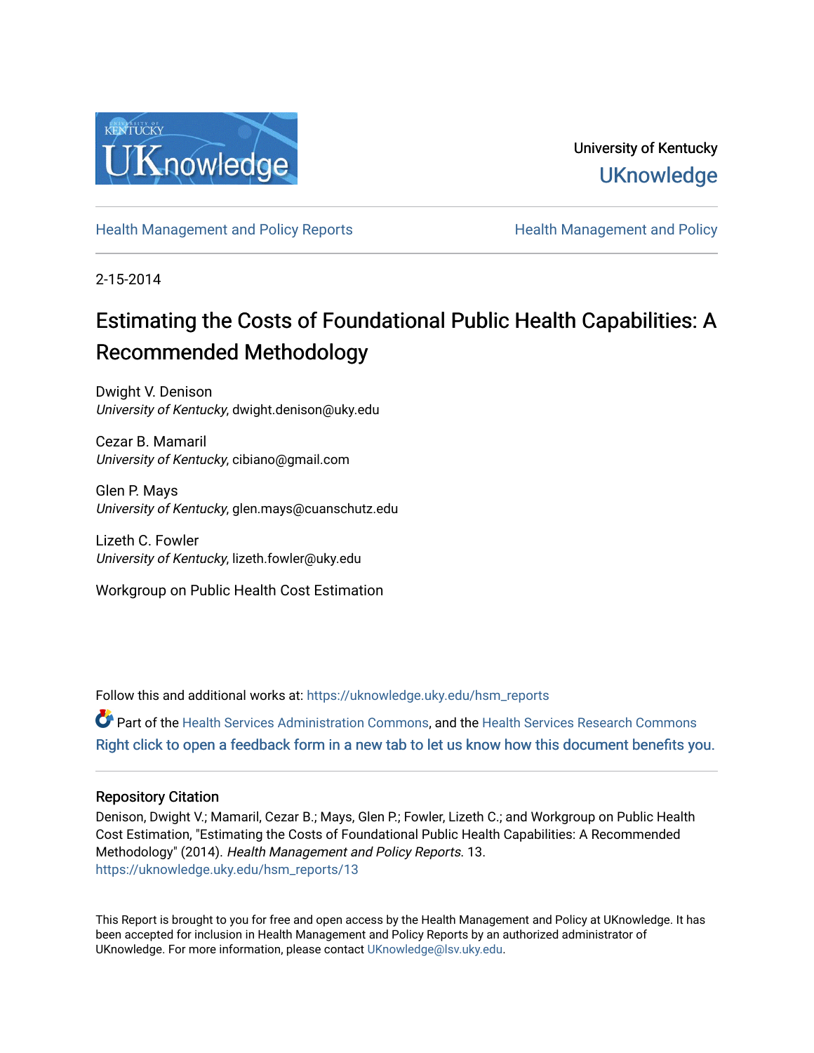University of Kentucky

UKnowledge

Health Management and Policy Reports | Health Management and Policy

2-15-2014

# Estimating the Costs of Foundational Public Health Capabilities: A Recommended Methodology

Dwight V. Denison
*University of Kentucky*, dwight.denison@uky.edu

Cezar B. Mamaril
*University of Kentucky*, cibiano@gmail.com

Glen P. Mays
*University of Kentucky*, glen.mays@cuanschutz.edu

Lizeth C. Fowler
*University of Kentucky*, lizeth.fowler@uky.edu

Workgroup on Public Health Cost Estimation

Follow this and additional works at: https://uknowledge.uky.edu/hsm_reports

Part of the Health Services Administration Commons, and the Health Services Research Commons

Right click to open a feedback form in a new tab to let us know how this document benefits you.

## Repository Citation

Denison, Dwight V.; Mamaril, Cezar B.; Mays, Glen P.; Fowler, Lizeth C.; and Workgroup on Public Health Cost Estimation, "Estimating the Costs of Foundational Public Health Capabilities: A Recommended Methodology" (2014). *Health Management and Policy Reports*. 13.
https://uknowledge.uky.edu/hsm_reports/13

This Report is brought to you for free and open access by the Health Management and Policy at UKnowledge. It has been accepted for inclusion in Health Management and Policy Reports by an authorized administrator of UKnowledge. For more information, please contact UKnowledge@lsv.uky.edu.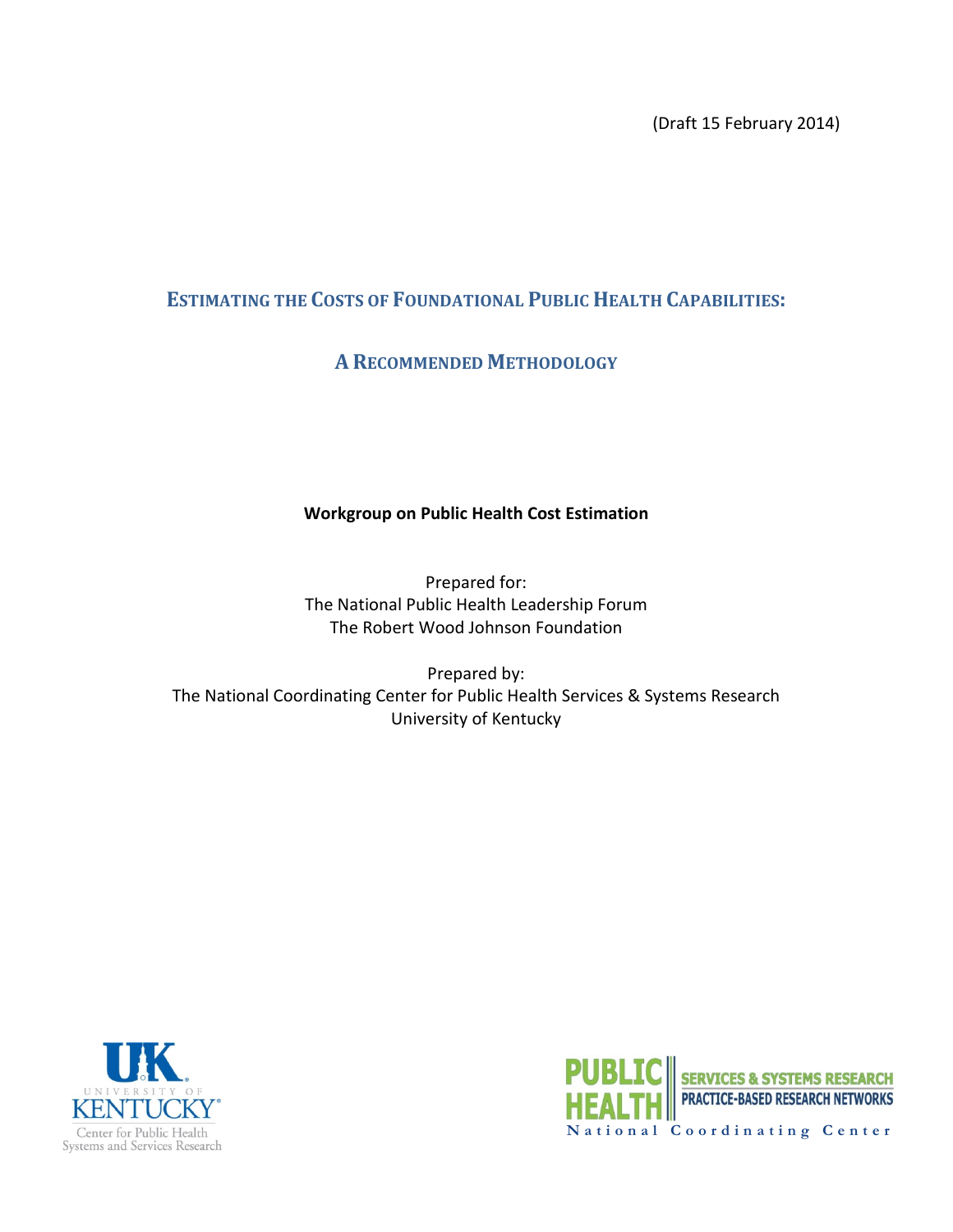(Draft 15 February 2014)

# ESTIMATING THE COSTS OF FOUNDATIONAL PUBLIC HEALTH CAPABILITIES:

# A RECOMMENDED METHODOLOGY

**Workgroup on Public Health Cost Estimation**

Prepared for:
The National Public Health Leadership Forum
The Robert Wood Johnson Foundation

Prepared by:
The National Coordinating Center for Public Health Services & Systems Research
University of Kentucky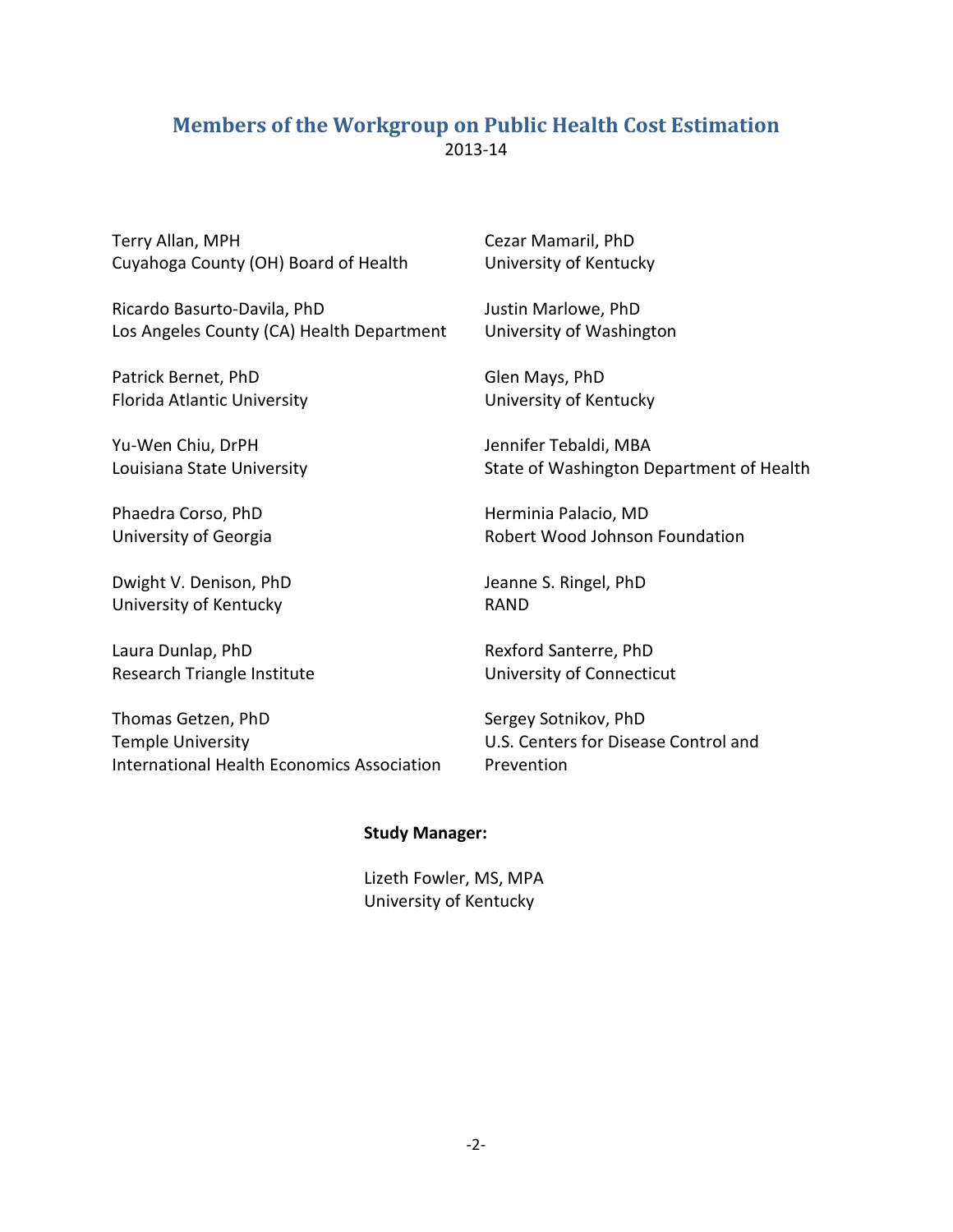## Members of the Workgroup on Public Health Cost Estimation

2013-14

Terry Allan, MPH
Cuyahoga County (OH) Board of Health

Ricardo Basurto-Davila, PhD
Los Angeles County (CA) Health Department

Patrick Bernet, PhD
Florida Atlantic University

Yu-Wen Chiu, DrPH
Louisiana State University

Phaedra Corso, PhD
University of Georgia

Dwight V. Denison, PhD
University of Kentucky

Laura Dunlap, PhD
Research Triangle Institute

Thomas Getzen, PhD
Temple University
International Health Economics Association

Cezar Mamaril, PhD
University of Kentucky

Justin Marlowe, PhD
University of Washington

Glen Mays, PhD
University of Kentucky

Jennifer Tebaldi, MBA
State of Washington Department of Health

Herminia Palacio, MD
Robert Wood Johnson Foundation

Jeanne S. Ringel, PhD
RAND

Rexford Santerre, PhD
University of Connecticut

Sergey Sotnikov, PhD
U.S. Centers for Disease Control and Prevention

**Study Manager:**

Lizeth Fowler, MS, MPA
University of Kentucky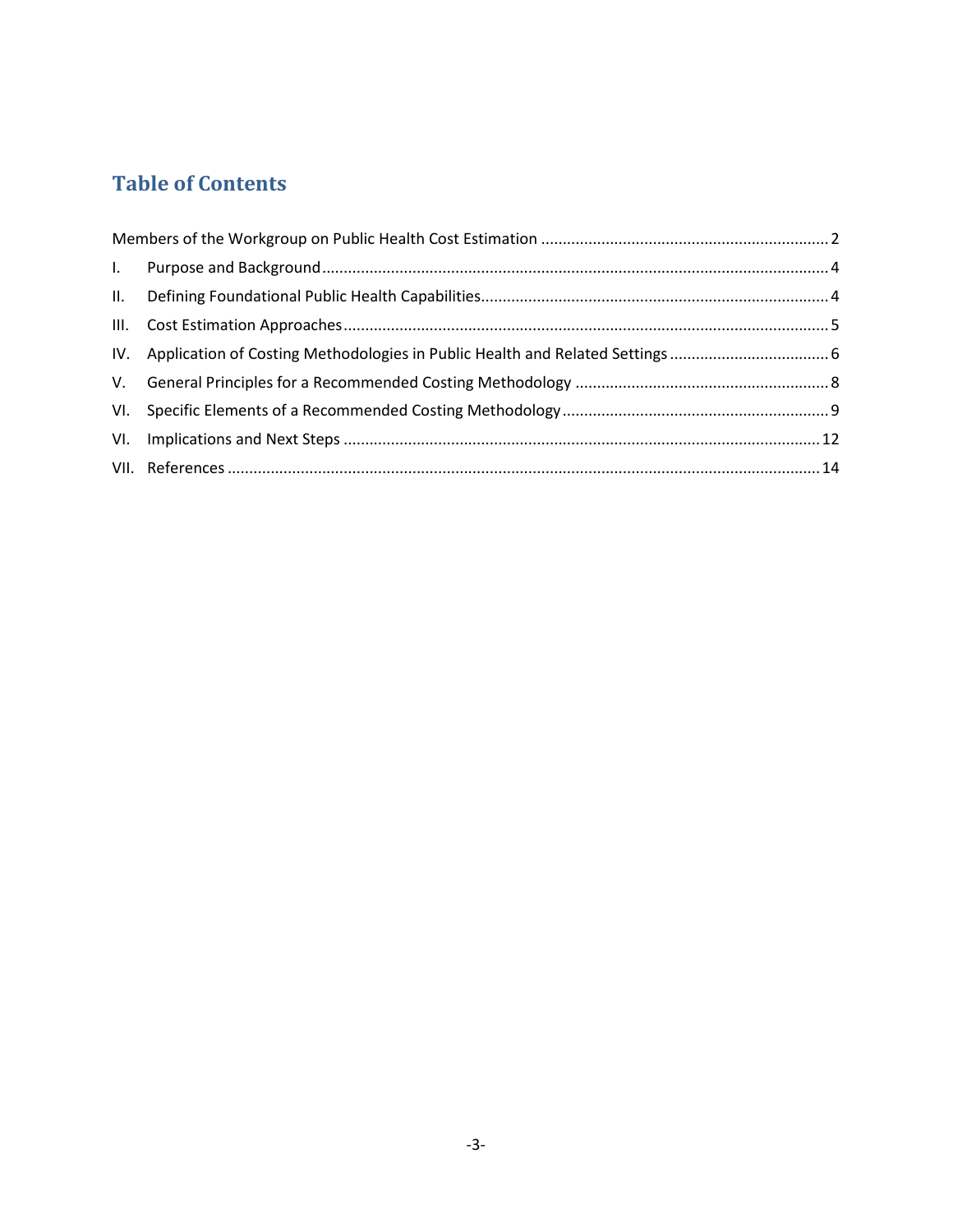## Table of Contents

Members of the Workgroup on Public Health Cost Estimation ........................................................ 2

I. Purpose and Background ........................................................................................................ 4

II. Defining Foundational Public Health Capabilities .................................................................. 4

III. Cost Estimation Approaches ................................................................................................. 5

IV. Application of Costing Methodologies in Public Health and Related Settings ...................... 6

V. General Principles for a Recommended Costing Methodology ............................................ 8

VI. Specific Elements of a Recommended Costing Methodology .............................................. 9

VI. Implications and Next Steps ............................................................................................... 12

VII. References .......................................................................................................................... 14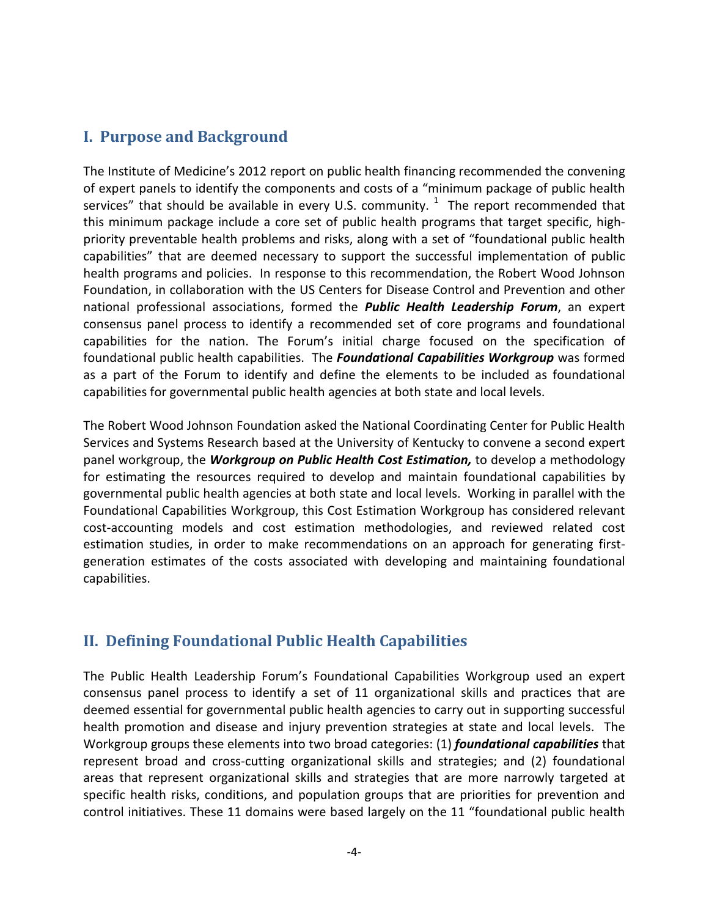## I. Purpose and Background

The Institute of Medicine's 2012 report on public health financing recommended the convening of expert panels to identify the components and costs of a "minimum package of public health services" that should be available in every U.S. community. [1] The report recommended that this minimum package include a core set of public health programs that target specific, high-priority preventable health problems and risks, along with a set of "foundational public health capabilities" that are deemed necessary to support the successful implementation of public health programs and policies. In response to this recommendation, the Robert Wood Johnson Foundation, in collaboration with the US Centers for Disease Control and Prevention and other national professional associations, formed the ***Public Health Leadership Forum***, an expert consensus panel process to identify a recommended set of core programs and foundational capabilities for the nation. The Forum's initial charge focused on the specification of foundational public health capabilities. The ***Foundational Capabilities Workgroup*** was formed as a part of the Forum to identify and define the elements to be included as foundational capabilities for governmental public health agencies at both state and local levels.

The Robert Wood Johnson Foundation asked the National Coordinating Center for Public Health Services and Systems Research based at the University of Kentucky to convene a second expert panel workgroup, the ***Workgroup on Public Health Cost Estimation,*** to develop a methodology for estimating the resources required to develop and maintain foundational capabilities by governmental public health agencies at both state and local levels. Working in parallel with the Foundational Capabilities Workgroup, this Cost Estimation Workgroup has considered relevant cost-accounting models and cost estimation methodologies, and reviewed related cost estimation studies, in order to make recommendations on an approach for generating first-generation estimates of the costs associated with developing and maintaining foundational capabilities.

## II. Defining Foundational Public Health Capabilities

The Public Health Leadership Forum's Foundational Capabilities Workgroup used an expert consensus panel process to identify a set of 11 organizational skills and practices that are deemed essential for governmental public health agencies to carry out in supporting successful health promotion and disease and injury prevention strategies at state and local levels. The Workgroup groups these elements into two broad categories: (1) ***foundational capabilities*** that represent broad and cross-cutting organizational skills and strategies; and (2) foundational areas that represent organizational skills and strategies that are more narrowly targeted at specific health risks, conditions, and population groups that are priorities for prevention and control initiatives. These 11 domains were based largely on the 11 "foundational public health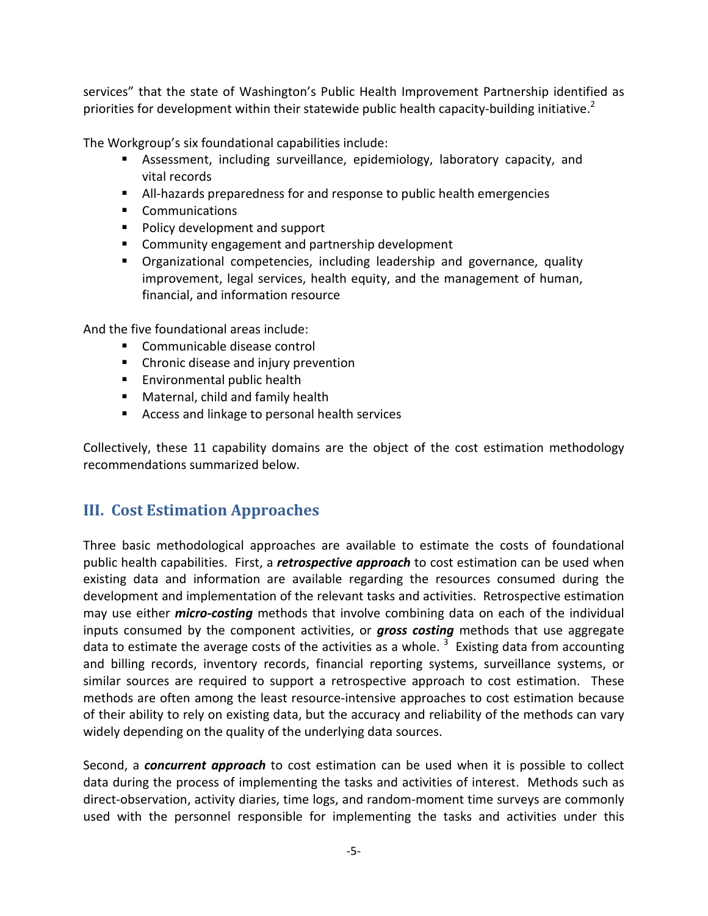services" that the state of Washington's Public Health Improvement Partnership identified as priorities for development within their statewide public health capacity-building initiative.[2]

The Workgroup's six foundational capabilities include:

- Assessment, including surveillance, epidemiology, laboratory capacity, and vital records
- All-hazards preparedness for and response to public health emergencies
- Communications
- Policy development and support
- Community engagement and partnership development
- Organizational competencies, including leadership and governance, quality improvement, legal services, health equity, and the management of human, financial, and information resource

And the five foundational areas include:

- Communicable disease control
- Chronic disease and injury prevention
- Environmental public health
- Maternal, child and family health
- Access and linkage to personal health services

Collectively, these 11 capability domains are the object of the cost estimation methodology recommendations summarized below.

## III. Cost Estimation Approaches

Three basic methodological approaches are available to estimate the costs of foundational public health capabilities. First, a ***retrospective approach*** to cost estimation can be used when existing data and information are available regarding the resources consumed during the development and implementation of the relevant tasks and activities. Retrospective estimation may use either ***micro-costing*** methods that involve combining data on each of the individual inputs consumed by the component activities, or ***gross costing*** methods that use aggregate data to estimate the average costs of the activities as a whole.[3] Existing data from accounting and billing records, inventory records, financial reporting systems, surveillance systems, or similar sources are required to support a retrospective approach to cost estimation. These methods are often among the least resource-intensive approaches to cost estimation because of their ability to rely on existing data, but the accuracy and reliability of the methods can vary widely depending on the quality of the underlying data sources.

Second, a ***concurrent approach*** to cost estimation can be used when it is possible to collect data during the process of implementing the tasks and activities of interest. Methods such as direct-observation, activity diaries, time logs, and random-moment time surveys are commonly used with the personnel responsible for implementing the tasks and activities under this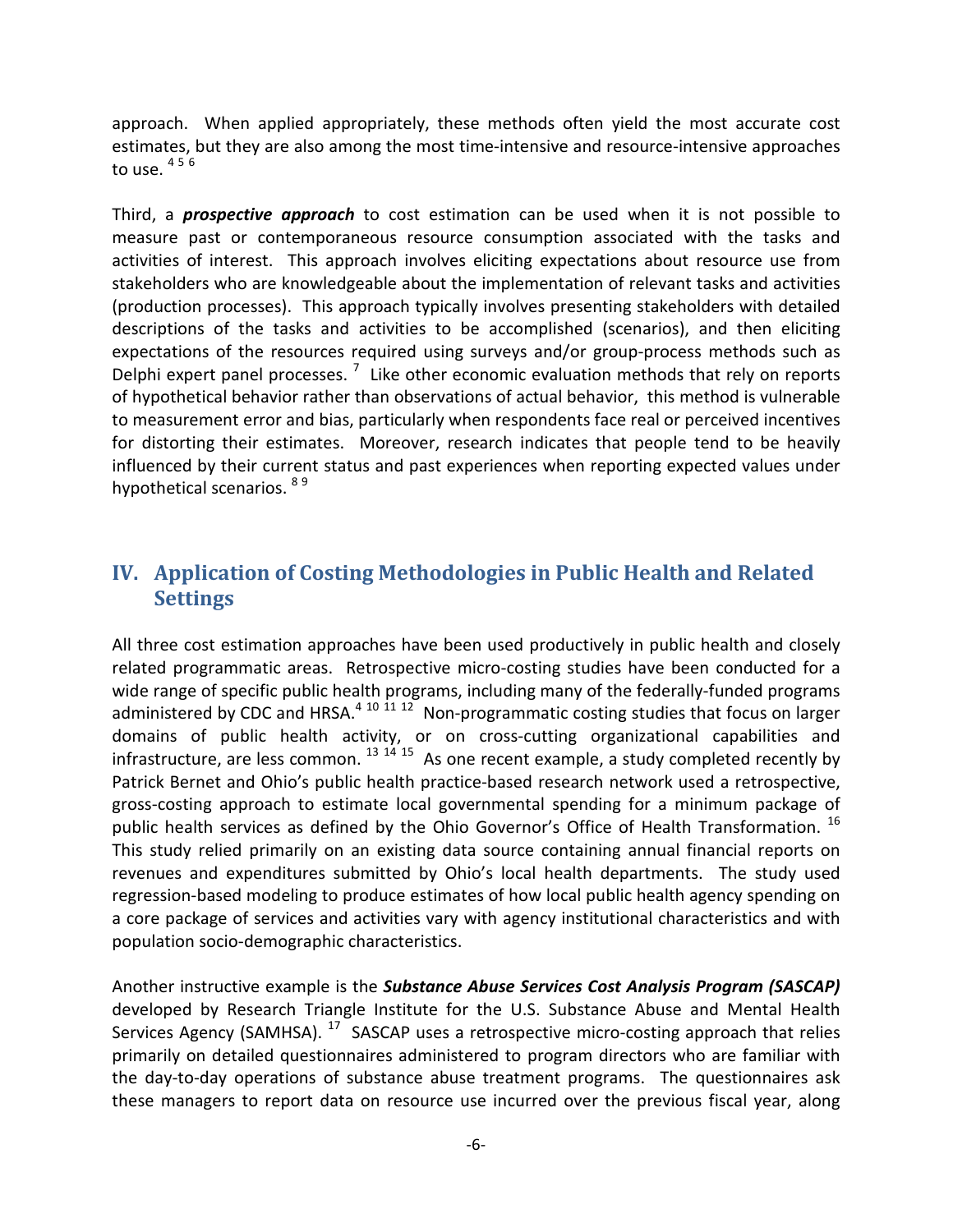approach. When applied appropriately, these methods often yield the most accurate cost estimates, but they are also among the most time-intensive and resource-intensive approaches to use. [4 5 6]

Third, a ***prospective approach*** to cost estimation can be used when it is not possible to measure past or contemporaneous resource consumption associated with the tasks and activities of interest. This approach involves eliciting expectations about resource use from stakeholders who are knowledgeable about the implementation of relevant tasks and activities (production processes). This approach typically involves presenting stakeholders with detailed descriptions of the tasks and activities to be accomplished (scenarios), and then eliciting expectations of the resources required using surveys and/or group-process methods such as Delphi expert panel processes. [7] Like other economic evaluation methods that rely on reports of hypothetical behavior rather than observations of actual behavior, this method is vulnerable to measurement error and bias, particularly when respondents face real or perceived incentives for distorting their estimates. Moreover, research indicates that people tend to be heavily influenced by their current status and past experiences when reporting expected values under hypothetical scenarios. [8 9]

## IV. Application of Costing Methodologies in Public Health and Related Settings

All three cost estimation approaches have been used productively in public health and closely related programmatic areas. Retrospective micro-costing studies have been conducted for a wide range of specific public health programs, including many of the federally-funded programs administered by CDC and HRSA.[4 10 11 12] Non-programmatic costing studies that focus on larger domains of public health activity, or on cross-cutting organizational capabilities and infrastructure, are less common. [13 14 15] As one recent example, a study completed recently by Patrick Bernet and Ohio's public health practice-based research network used a retrospective, gross-costing approach to estimate local governmental spending for a minimum package of public health services as defined by the Ohio Governor's Office of Health Transformation. [16] This study relied primarily on an existing data source containing annual financial reports on revenues and expenditures submitted by Ohio's local health departments. The study used regression-based modeling to produce estimates of how local public health agency spending on a core package of services and activities vary with agency institutional characteristics and with population socio-demographic characteristics.

Another instructive example is the ***Substance Abuse Services Cost Analysis Program (SASCAP)*** developed by Research Triangle Institute for the U.S. Substance Abuse and Mental Health Services Agency (SAMHSA). [17] SASCAP uses a retrospective micro-costing approach that relies primarily on detailed questionnaires administered to program directors who are familiar with the day-to-day operations of substance abuse treatment programs. The questionnaires ask these managers to report data on resource use incurred over the previous fiscal year, along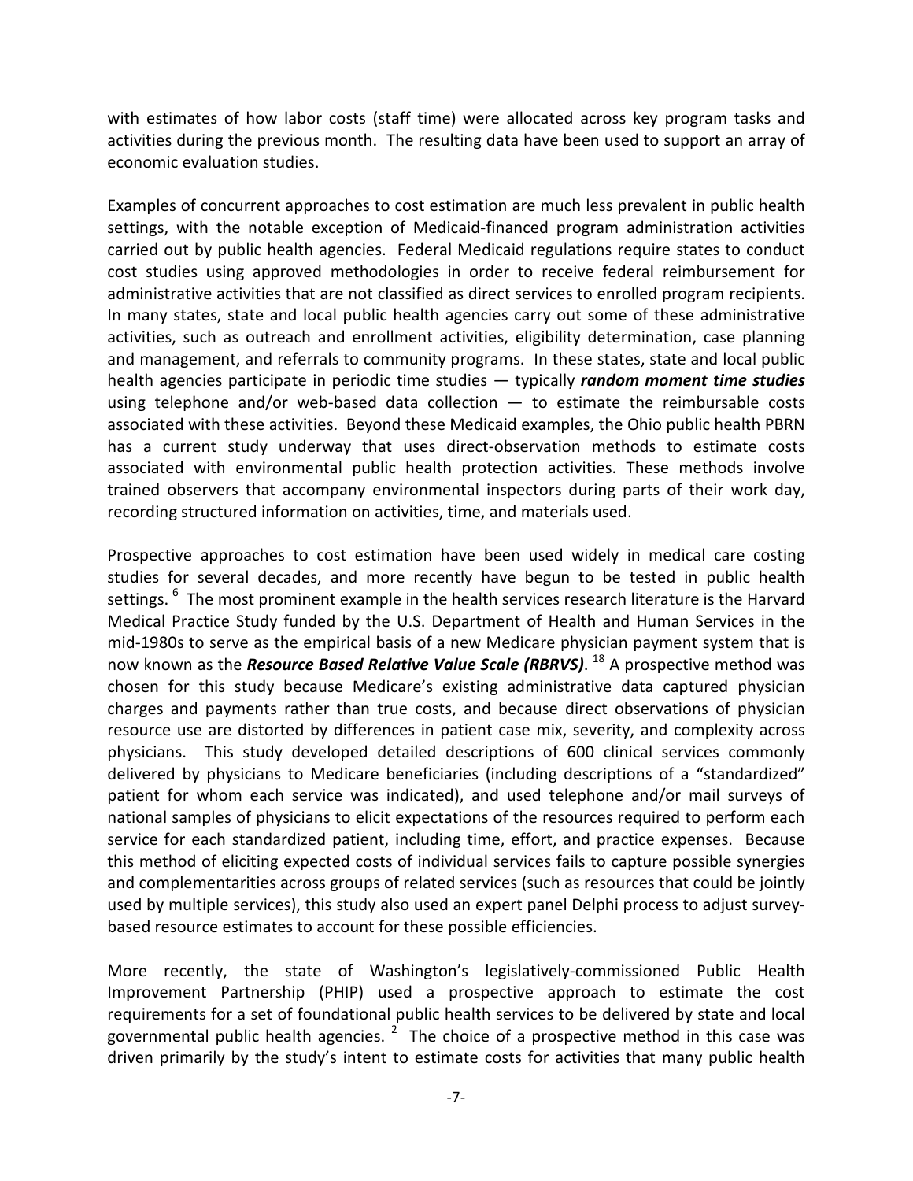with estimates of how labor costs (staff time) were allocated across key program tasks and activities during the previous month. The resulting data have been used to support an array of economic evaluation studies.

Examples of concurrent approaches to cost estimation are much less prevalent in public health settings, with the notable exception of Medicaid-financed program administration activities carried out by public health agencies. Federal Medicaid regulations require states to conduct cost studies using approved methodologies in order to receive federal reimbursement for administrative activities that are not classified as direct services to enrolled program recipients. In many states, state and local public health agencies carry out some of these administrative activities, such as outreach and enrollment activities, eligibility determination, case planning and management, and referrals to community programs. In these states, state and local public health agencies participate in periodic time studies — typically ***random moment time studies*** using telephone and/or web-based data collection — to estimate the reimbursable costs associated with these activities. Beyond these Medicaid examples, the Ohio public health PBRN has a current study underway that uses direct-observation methods to estimate costs associated with environmental public health protection activities. These methods involve trained observers that accompany environmental inspectors during parts of their work day, recording structured information on activities, time, and materials used.

Prospective approaches to cost estimation have been used widely in medical care costing studies for several decades, and more recently have begun to be tested in public health settings. [6] The most prominent example in the health services research literature is the Harvard Medical Practice Study funded by the U.S. Department of Health and Human Services in the mid-1980s to serve as the empirical basis of a new Medicare physician payment system that is now known as the ***Resource Based Relative Value Scale (RBRVS)***. [18] A prospective method was chosen for this study because Medicare's existing administrative data captured physician charges and payments rather than true costs, and because direct observations of physician resource use are distorted by differences in patient case mix, severity, and complexity across physicians. This study developed detailed descriptions of 600 clinical services commonly delivered by physicians to Medicare beneficiaries (including descriptions of a "standardized" patient for whom each service was indicated), and used telephone and/or mail surveys of national samples of physicians to elicit expectations of the resources required to perform each service for each standardized patient, including time, effort, and practice expenses. Because this method of eliciting expected costs of individual services fails to capture possible synergies and complementarities across groups of related services (such as resources that could be jointly used by multiple services), this study also used an expert panel Delphi process to adjust survey-based resource estimates to account for these possible efficiencies.

More recently, the state of Washington's legislatively-commissioned Public Health Improvement Partnership (PHIP) used a prospective approach to estimate the cost requirements for a set of foundational public health services to be delivered by state and local governmental public health agencies. [2] The choice of a prospective method in this case was driven primarily by the study's intent to estimate costs for activities that many public health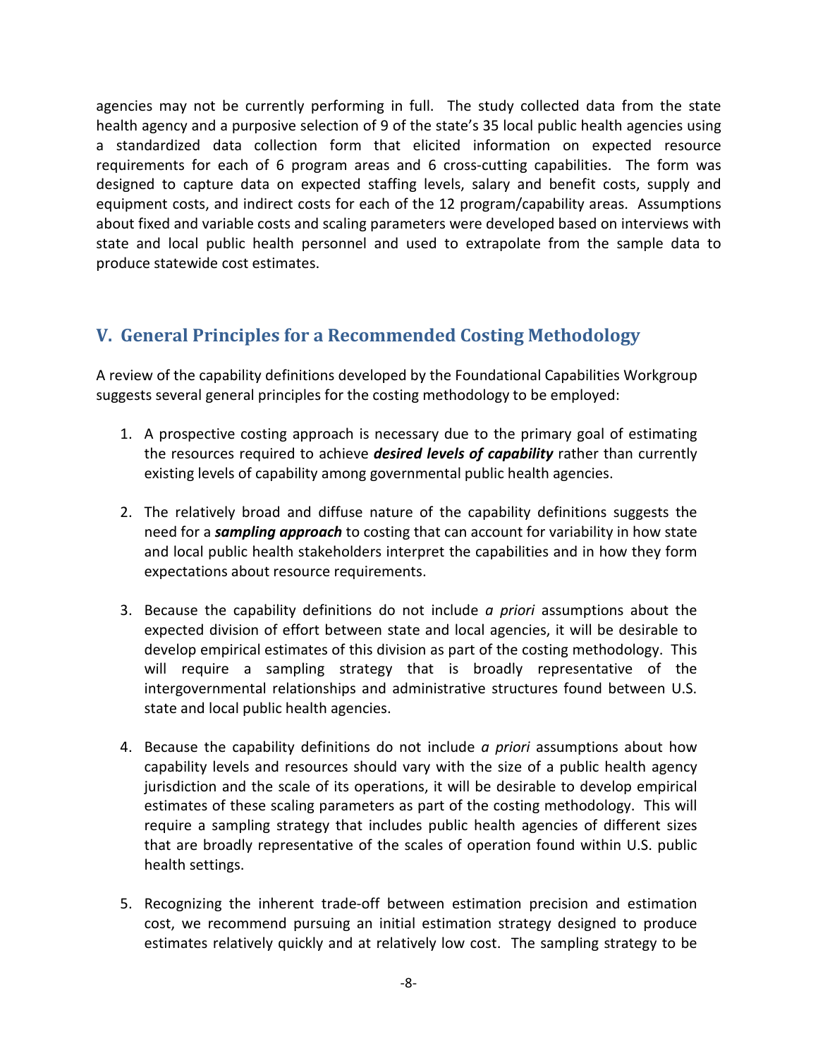agencies may not be currently performing in full. The study collected data from the state health agency and a purposive selection of 9 of the state's 35 local public health agencies using a standardized data collection form that elicited information on expected resource requirements for each of 6 program areas and 6 cross-cutting capabilities. The form was designed to capture data on expected staffing levels, salary and benefit costs, supply and equipment costs, and indirect costs for each of the 12 program/capability areas. Assumptions about fixed and variable costs and scaling parameters were developed based on interviews with state and local public health personnel and used to extrapolate from the sample data to produce statewide cost estimates.

## V. General Principles for a Recommended Costing Methodology

A review of the capability definitions developed by the Foundational Capabilities Workgroup suggests several general principles for the costing methodology to be employed:

1. A prospective costing approach is necessary due to the primary goal of estimating the resources required to achieve ***desired levels of capability*** rather than currently existing levels of capability among governmental public health agencies.

2. The relatively broad and diffuse nature of the capability definitions suggests the need for a ***sampling approach*** to costing that can account for variability in how state and local public health stakeholders interpret the capabilities and in how they form expectations about resource requirements.

3. Because the capability definitions do not include *a priori* assumptions about the expected division of effort between state and local agencies, it will be desirable to develop empirical estimates of this division as part of the costing methodology. This will require a sampling strategy that is broadly representative of the intergovernmental relationships and administrative structures found between U.S. state and local public health agencies.

4. Because the capability definitions do not include *a priori* assumptions about how capability levels and resources should vary with the size of a public health agency jurisdiction and the scale of its operations, it will be desirable to develop empirical estimates of these scaling parameters as part of the costing methodology. This will require a sampling strategy that includes public health agencies of different sizes that are broadly representative of the scales of operation found within U.S. public health settings.

5. Recognizing the inherent trade-off between estimation precision and estimation cost, we recommend pursuing an initial estimation strategy designed to produce estimates relatively quickly and at relatively low cost. The sampling strategy to be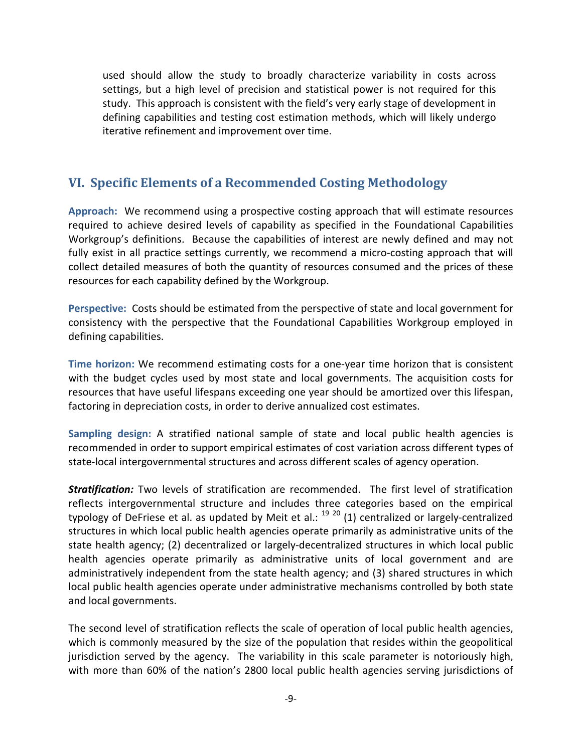used should allow the study to broadly characterize variability in costs across settings, but a high level of precision and statistical power is not required for this study. This approach is consistent with the field's very early stage of development in defining capabilities and testing cost estimation methods, which will likely undergo iterative refinement and improvement over time.

## VI. Specific Elements of a Recommended Costing Methodology

**Approach:** We recommend using a prospective costing approach that will estimate resources required to achieve desired levels of capability as specified in the Foundational Capabilities Workgroup's definitions. Because the capabilities of interest are newly defined and may not fully exist in all practice settings currently, we recommend a micro-costing approach that will collect detailed measures of both the quantity of resources consumed and the prices of these resources for each capability defined by the Workgroup.

**Perspective:** Costs should be estimated from the perspective of state and local government for consistency with the perspective that the Foundational Capabilities Workgroup employed in defining capabilities.

**Time horizon:** We recommend estimating costs for a one-year time horizon that is consistent with the budget cycles used by most state and local governments. The acquisition costs for resources that have useful lifespans exceeding one year should be amortized over this lifespan, factoring in depreciation costs, in order to derive annualized cost estimates.

**Sampling design:** A stratified national sample of state and local public health agencies is recommended in order to support empirical estimates of cost variation across different types of state-local intergovernmental structures and across different scales of agency operation.

***Stratification:*** Two levels of stratification are recommended. The first level of stratification reflects intergovernmental structure and includes three categories based on the empirical typology of DeFriese et al. as updated by Meit et al.: [19] [20] (1) centralized or largely-centralized structures in which local public health agencies operate primarily as administrative units of the state health agency; (2) decentralized or largely-decentralized structures in which local public health agencies operate primarily as administrative units of local government and are administratively independent from the state health agency; and (3) shared structures in which local public health agencies operate under administrative mechanisms controlled by both state and local governments.

The second level of stratification reflects the scale of operation of local public health agencies, which is commonly measured by the size of the population that resides within the geopolitical jurisdiction served by the agency. The variability in this scale parameter is notoriously high, with more than 60% of the nation's 2800 local public health agencies serving jurisdictions of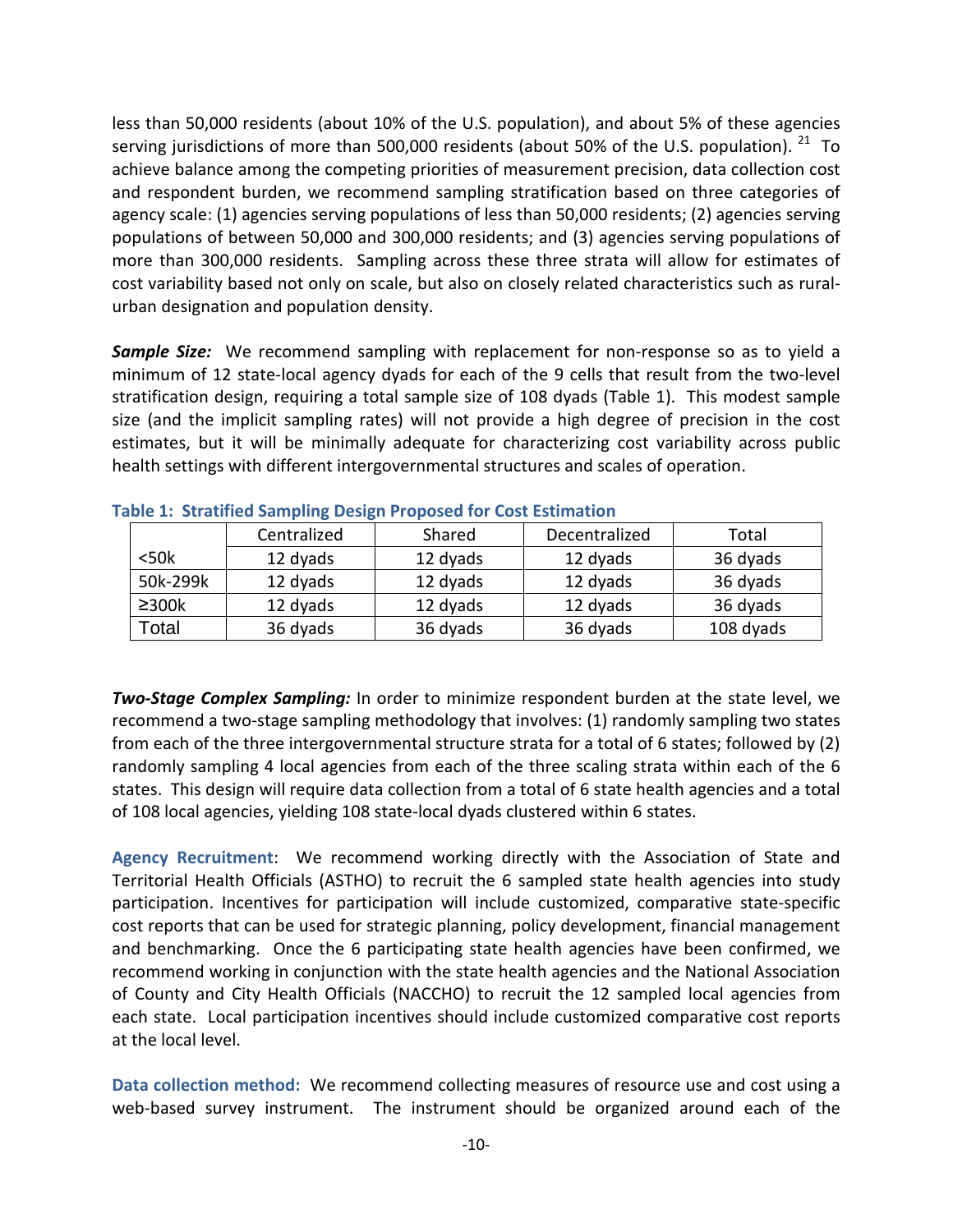less than 50,000 residents (about 10% of the U.S. population), and about 5% of these agencies serving jurisdictions of more than 500,000 residents (about 50% of the U.S. population). [21] To achieve balance among the competing priorities of measurement precision, data collection cost and respondent burden, we recommend sampling stratification based on three categories of agency scale: (1) agencies serving populations of less than 50,000 residents; (2) agencies serving populations of between 50,000 and 300,000 residents; and (3) agencies serving populations of more than 300,000 residents. Sampling across these three strata will allow for estimates of cost variability based not only on scale, but also on closely related characteristics such as rural-urban designation and population density.

***Sample Size:*** We recommend sampling with replacement for non-response so as to yield a minimum of 12 state-local agency dyads for each of the 9 cells that result from the two-level stratification design, requiring a total sample size of 108 dyads (Table 1). This modest sample size (and the implicit sampling rates) will not provide a high degree of precision in the cost estimates, but it will be minimally adequate for characterizing cost variability across public health settings with different intergovernmental structures and scales of operation.

**Table 1: Stratified Sampling Design Proposed for Cost Estimation**

| | Centralized | Shared | Decentralized | Total |
|---|---|---|---|---|
| <50k | 12 dyads | 12 dyads | 12 dyads | 36 dyads |
| 50k-299k | 12 dyads | 12 dyads | 12 dyads | 36 dyads |
| ≥300k | 12 dyads | 12 dyads | 12 dyads | 36 dyads |
| Total | 36 dyads | 36 dyads | 36 dyads | 108 dyads |

***Two-Stage Complex Sampling:*** In order to minimize respondent burden at the state level, we recommend a two-stage sampling methodology that involves: (1) randomly sampling two states from each of the three intergovernmental structure strata for a total of 6 states; followed by (2) randomly sampling 4 local agencies from each of the three scaling strata within each of the 6 states. This design will require data collection from a total of 6 state health agencies and a total of 108 local agencies, yielding 108 state-local dyads clustered within 6 states.

**Agency Recruitment**: We recommend working directly with the Association of State and Territorial Health Officials (ASTHO) to recruit the 6 sampled state health agencies into study participation. Incentives for participation will include customized, comparative state-specific cost reports that can be used for strategic planning, policy development, financial management and benchmarking. Once the 6 participating state health agencies have been confirmed, we recommend working in conjunction with the state health agencies and the National Association of County and City Health Officials (NACCHO) to recruit the 12 sampled local agencies from each state. Local participation incentives should include customized comparative cost reports at the local level.

**Data collection method:** We recommend collecting measures of resource use and cost using a web-based survey instrument. The instrument should be organized around each of the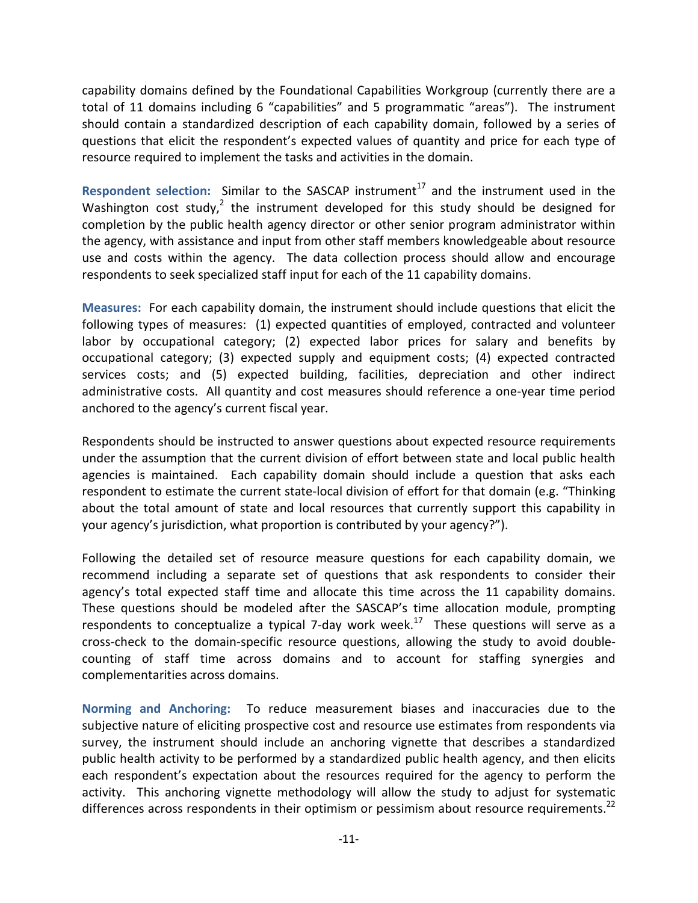capability domains defined by the Foundational Capabilities Workgroup (currently there are a total of 11 domains including 6 "capabilities" and 5 programmatic "areas"). The instrument should contain a standardized description of each capability domain, followed by a series of questions that elicit the respondent's expected values of quantity and price for each type of resource required to implement the tasks and activities in the domain.

**Respondent selection:** Similar to the SASCAP instrument[17] and the instrument used in the Washington cost study,[2] the instrument developed for this study should be designed for completion by the public health agency director or other senior program administrator within the agency, with assistance and input from other staff members knowledgeable about resource use and costs within the agency. The data collection process should allow and encourage respondents to seek specialized staff input for each of the 11 capability domains.

**Measures:** For each capability domain, the instrument should include questions that elicit the following types of measures: (1) expected quantities of employed, contracted and volunteer labor by occupational category; (2) expected labor prices for salary and benefits by occupational category; (3) expected supply and equipment costs; (4) expected contracted services costs; and (5) expected building, facilities, depreciation and other indirect administrative costs. All quantity and cost measures should reference a one-year time period anchored to the agency's current fiscal year.

Respondents should be instructed to answer questions about expected resource requirements under the assumption that the current division of effort between state and local public health agencies is maintained. Each capability domain should include a question that asks each respondent to estimate the current state-local division of effort for that domain (e.g. "Thinking about the total amount of state and local resources that currently support this capability in your agency's jurisdiction, what proportion is contributed by your agency?").

Following the detailed set of resource measure questions for each capability domain, we recommend including a separate set of questions that ask respondents to consider their agency's total expected staff time and allocate this time across the 11 capability domains. These questions should be modeled after the SASCAP's time allocation module, prompting respondents to conceptualize a typical 7-day work week.[17] These questions will serve as a cross-check to the domain-specific resource questions, allowing the study to avoid double-counting of staff time across domains and to account for staffing synergies and complementarities across domains.

**Norming and Anchoring:** To reduce measurement biases and inaccuracies due to the subjective nature of eliciting prospective cost and resource use estimates from respondents via survey, the instrument should include an anchoring vignette that describes a standardized public health activity to be performed by a standardized public health agency, and then elicits each respondent's expectation about the resources required for the agency to perform the activity. This anchoring vignette methodology will allow the study to adjust for systematic differences across respondents in their optimism or pessimism about resource requirements.[22]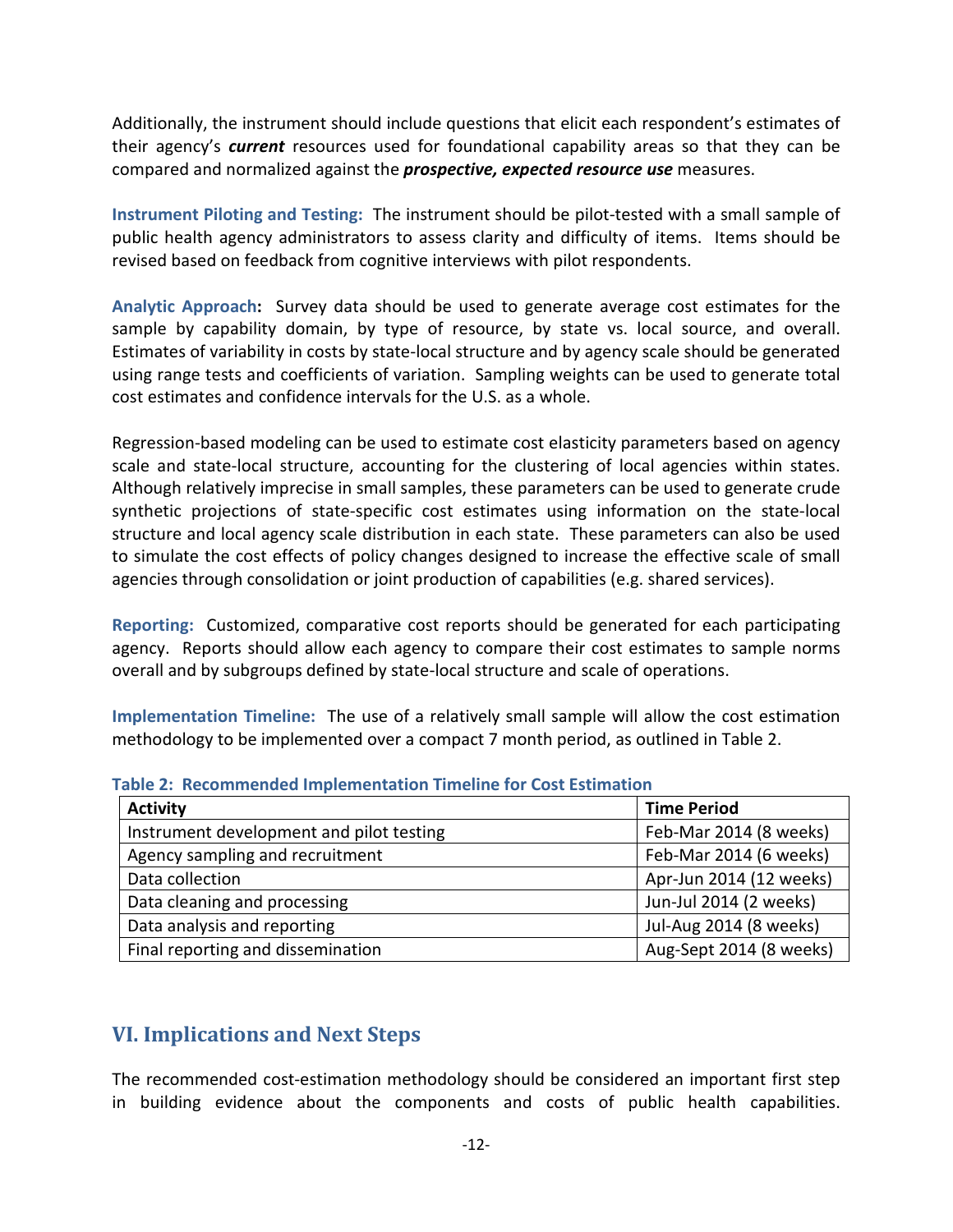Additionally, the instrument should include questions that elicit each respondent's estimates of their agency's ***current*** resources used for foundational capability areas so that they can be compared and normalized against the ***prospective, expected resource use*** measures.

**Instrument Piloting and Testing:** The instrument should be pilot-tested with a small sample of public health agency administrators to assess clarity and difficulty of items. Items should be revised based on feedback from cognitive interviews with pilot respondents.

**Analytic Approach:** Survey data should be used to generate average cost estimates for the sample by capability domain, by type of resource, by state vs. local source, and overall. Estimates of variability in costs by state-local structure and by agency scale should be generated using range tests and coefficients of variation. Sampling weights can be used to generate total cost estimates and confidence intervals for the U.S. as a whole.

Regression-based modeling can be used to estimate cost elasticity parameters based on agency scale and state-local structure, accounting for the clustering of local agencies within states. Although relatively imprecise in small samples, these parameters can be used to generate crude synthetic projections of state-specific cost estimates using information on the state-local structure and local agency scale distribution in each state. These parameters can also be used to simulate the cost effects of policy changes designed to increase the effective scale of small agencies through consolidation or joint production of capabilities (e.g. shared services).

**Reporting:** Customized, comparative cost reports should be generated for each participating agency. Reports should allow each agency to compare their cost estimates to sample norms overall and by subgroups defined by state-local structure and scale of operations.

**Implementation Timeline:** The use of a relatively small sample will allow the cost estimation methodology to be implemented over a compact 7 month period, as outlined in Table 2.

**Table 2: Recommended Implementation Timeline for Cost Estimation**

| Activity | Time Period |
|---|---|
| Instrument development and pilot testing | Feb-Mar 2014 (8 weeks) |
| Agency sampling and recruitment | Feb-Mar 2014 (6 weeks) |
| Data collection | Apr-Jun 2014 (12 weeks) |
| Data cleaning and processing | Jun-Jul 2014 (2 weeks) |
| Data analysis and reporting | Jul-Aug 2014 (8 weeks) |
| Final reporting and dissemination | Aug-Sept 2014 (8 weeks) |

## VI. Implications and Next Steps

The recommended cost-estimation methodology should be considered an important first step in building evidence about the components and costs of public health capabilities.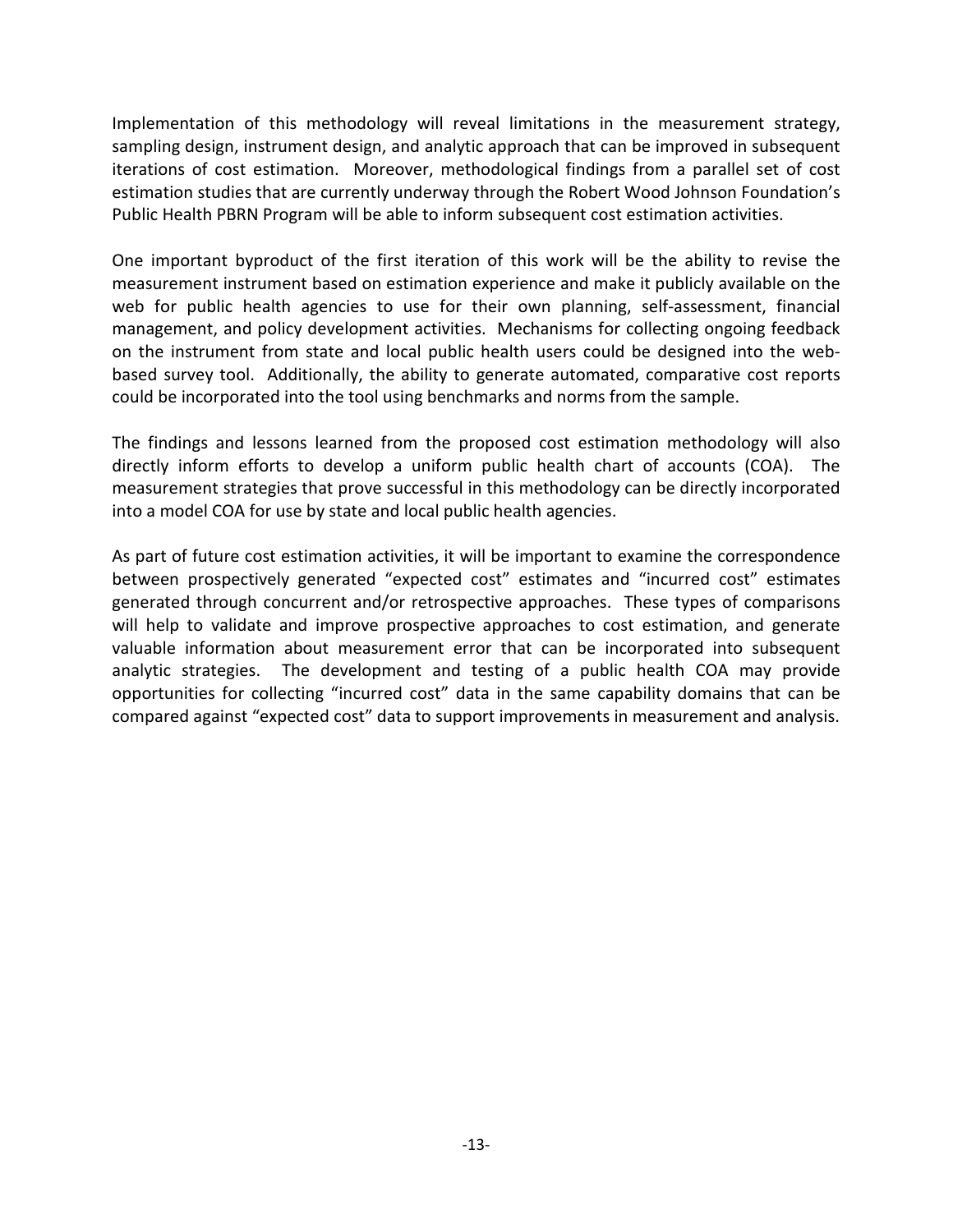Implementation of this methodology will reveal limitations in the measurement strategy, sampling design, instrument design, and analytic approach that can be improved in subsequent iterations of cost estimation. Moreover, methodological findings from a parallel set of cost estimation studies that are currently underway through the Robert Wood Johnson Foundation's Public Health PBRN Program will be able to inform subsequent cost estimation activities.

One important byproduct of the first iteration of this work will be the ability to revise the measurement instrument based on estimation experience and make it publicly available on the web for public health agencies to use for their own planning, self-assessment, financial management, and policy development activities. Mechanisms for collecting ongoing feedback on the instrument from state and local public health users could be designed into the web-based survey tool. Additionally, the ability to generate automated, comparative cost reports could be incorporated into the tool using benchmarks and norms from the sample.

The findings and lessons learned from the proposed cost estimation methodology will also directly inform efforts to develop a uniform public health chart of accounts (COA). The measurement strategies that prove successful in this methodology can be directly incorporated into a model COA for use by state and local public health agencies.

As part of future cost estimation activities, it will be important to examine the correspondence between prospectively generated "expected cost" estimates and "incurred cost" estimates generated through concurrent and/or retrospective approaches. These types of comparisons will help to validate and improve prospective approaches to cost estimation, and generate valuable information about measurement error that can be incorporated into subsequent analytic strategies. The development and testing of a public health COA may provide opportunities for collecting "incurred cost" data in the same capability domains that can be compared against "expected cost" data to support improvements in measurement and analysis.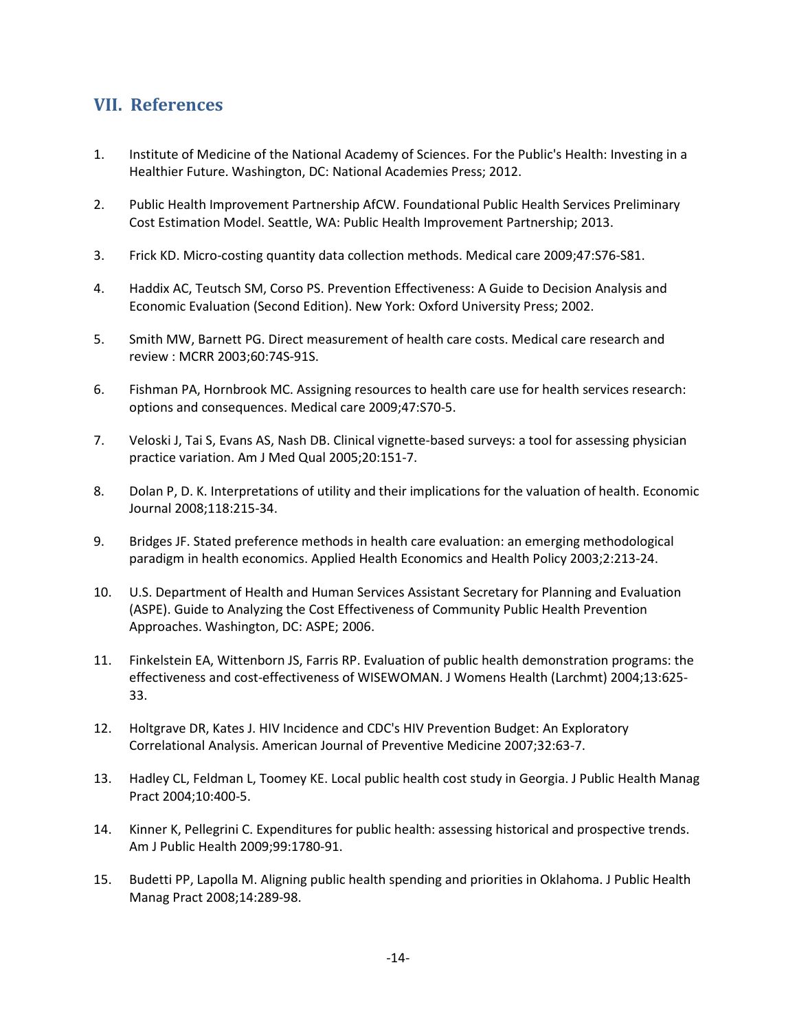## VII. References

1. Institute of Medicine of the National Academy of Sciences. For the Public's Health: Investing in a Healthier Future. Washington, DC: National Academies Press; 2012.

2. Public Health Improvement Partnership AfCW. Foundational Public Health Services Preliminary Cost Estimation Model. Seattle, WA: Public Health Improvement Partnership; 2013.

3. Frick KD. Micro-costing quantity data collection methods. Medical care 2009;47:S76-S81.

4. Haddix AC, Teutsch SM, Corso PS. Prevention Effectiveness: A Guide to Decision Analysis and Economic Evaluation (Second Edition). New York: Oxford University Press; 2002.

5. Smith MW, Barnett PG. Direct measurement of health care costs. Medical care research and review : MCRR 2003;60:74S-91S.

6. Fishman PA, Hornbrook MC. Assigning resources to health care use for health services research: options and consequences. Medical care 2009;47:S70-5.

7. Veloski J, Tai S, Evans AS, Nash DB. Clinical vignette-based surveys: a tool for assessing physician practice variation. Am J Med Qual 2005;20:151-7.

8. Dolan P, D. K. Interpretations of utility and their implications for the valuation of health. Economic Journal 2008;118:215-34.

9. Bridges JF. Stated preference methods in health care evaluation: an emerging methodological paradigm in health economics. Applied Health Economics and Health Policy 2003;2:213-24.

10. U.S. Department of Health and Human Services Assistant Secretary for Planning and Evaluation (ASPE). Guide to Analyzing the Cost Effectiveness of Community Public Health Prevention Approaches. Washington, DC: ASPE; 2006.

11. Finkelstein EA, Wittenborn JS, Farris RP. Evaluation of public health demonstration programs: the effectiveness and cost-effectiveness of WISEWOMAN. J Womens Health (Larchmt) 2004;13:625-33.

12. Holtgrave DR, Kates J. HIV Incidence and CDC's HIV Prevention Budget: An Exploratory Correlational Analysis. American Journal of Preventive Medicine 2007;32:63-7.

13. Hadley CL, Feldman L, Toomey KE. Local public health cost study in Georgia. J Public Health Manag Pract 2004;10:400-5.

14. Kinner K, Pellegrini C. Expenditures for public health: assessing historical and prospective trends. Am J Public Health 2009;99:1780-91.

15. Budetti PP, Lapolla M. Aligning public health spending and priorities in Oklahoma. J Public Health Manag Pract 2008;14:289-98.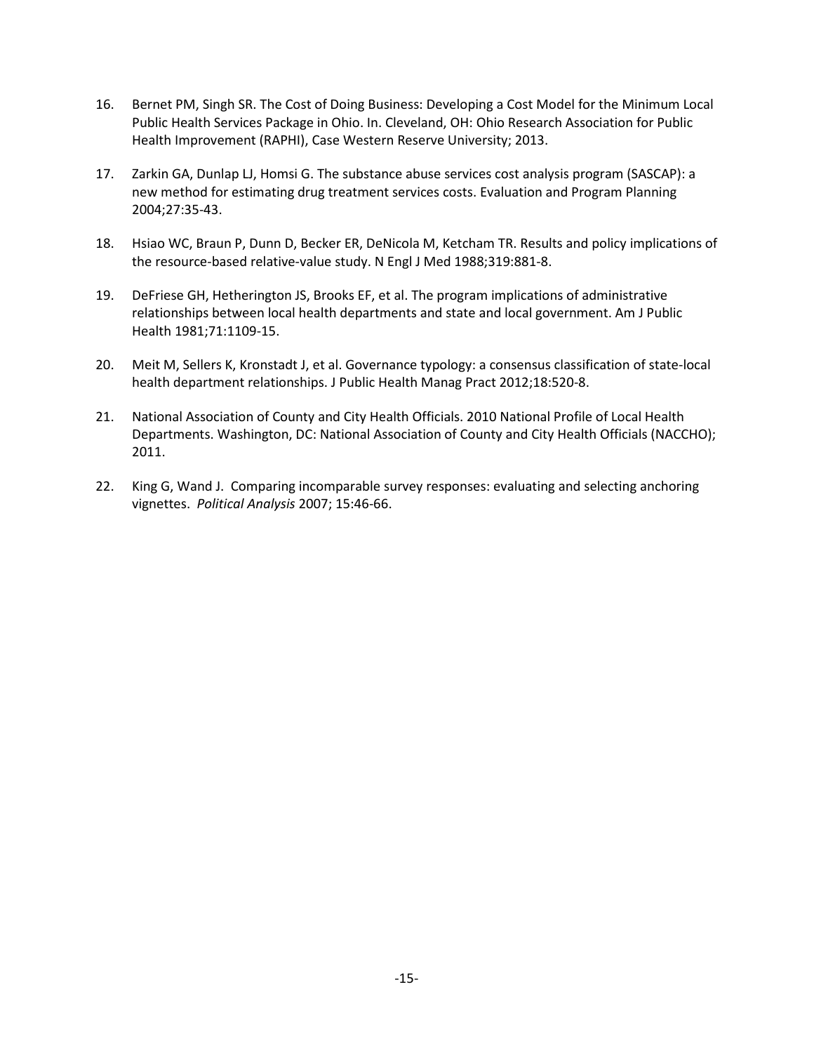16. Bernet PM, Singh SR. The Cost of Doing Business: Developing a Cost Model for the Minimum Local Public Health Services Package in Ohio. In. Cleveland, OH: Ohio Research Association for Public Health Improvement (RAPHI), Case Western Reserve University; 2013.

17. Zarkin GA, Dunlap LJ, Homsi G. The substance abuse services cost analysis program (SASCAP): a new method for estimating drug treatment services costs. Evaluation and Program Planning 2004;27:35-43.

18. Hsiao WC, Braun P, Dunn D, Becker ER, DeNicola M, Ketcham TR. Results and policy implications of the resource-based relative-value study. N Engl J Med 1988;319:881-8.

19. DeFriese GH, Hetherington JS, Brooks EF, et al. The program implications of administrative relationships between local health departments and state and local government. Am J Public Health 1981;71:1109-15.

20. Meit M, Sellers K, Kronstadt J, et al. Governance typology: a consensus classification of state-local health department relationships. J Public Health Manag Pract 2012;18:520-8.

21. National Association of County and City Health Officials. 2010 National Profile of Local Health Departments. Washington, DC: National Association of County and City Health Officials (NACCHO); 2011.

22. King G, Wand J. Comparing incomparable survey responses: evaluating and selecting anchoring vignettes. *Political Analysis* 2007; 15:46-66.